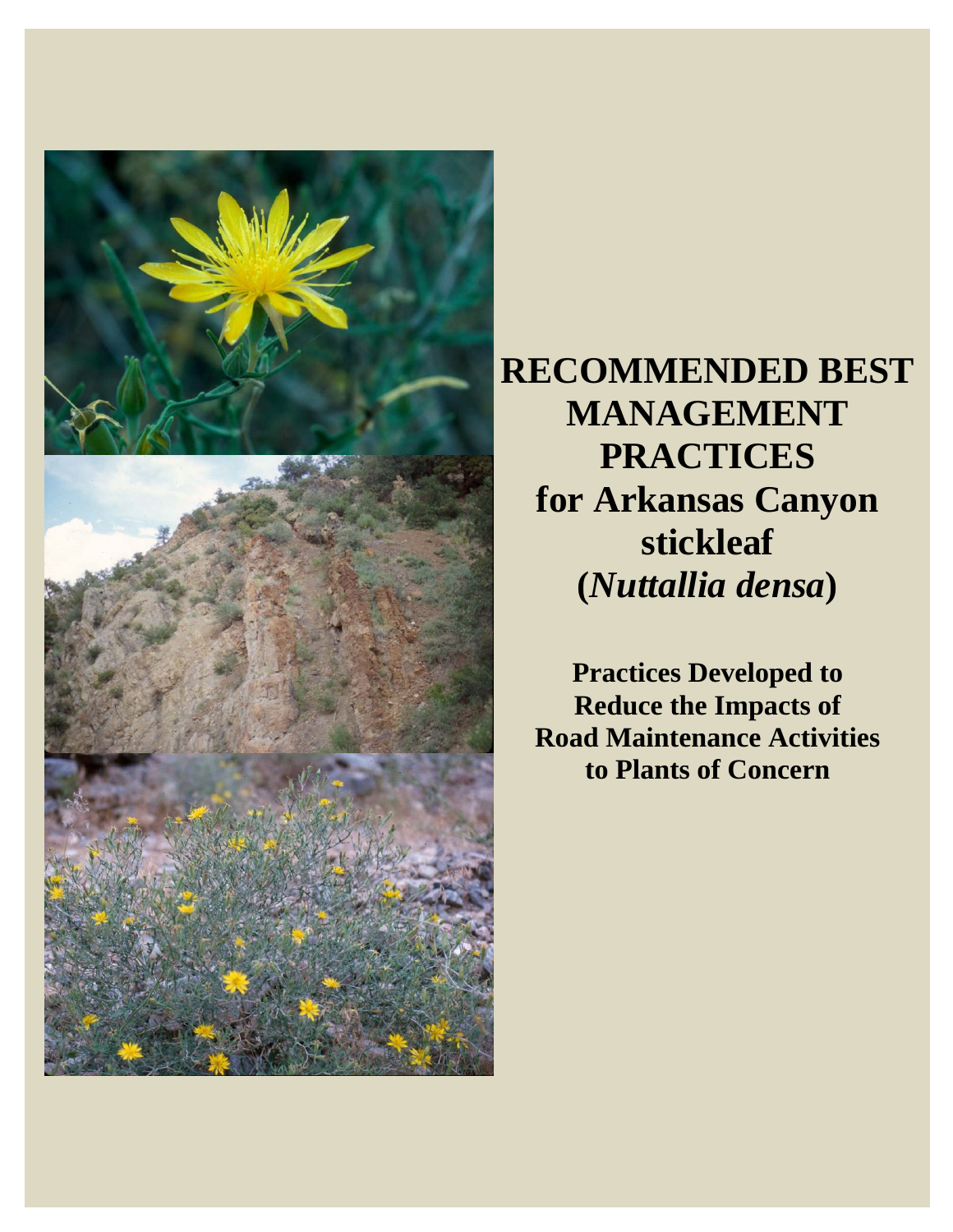# RECOMMENDED BEST MANAGEMENT PRACTICES for Arkansas Canyon stickleaf (*Nuttallia densa*)

**Practices Developed to Reduce the Impacts of Road Maintenance Activities to Plants of Concern**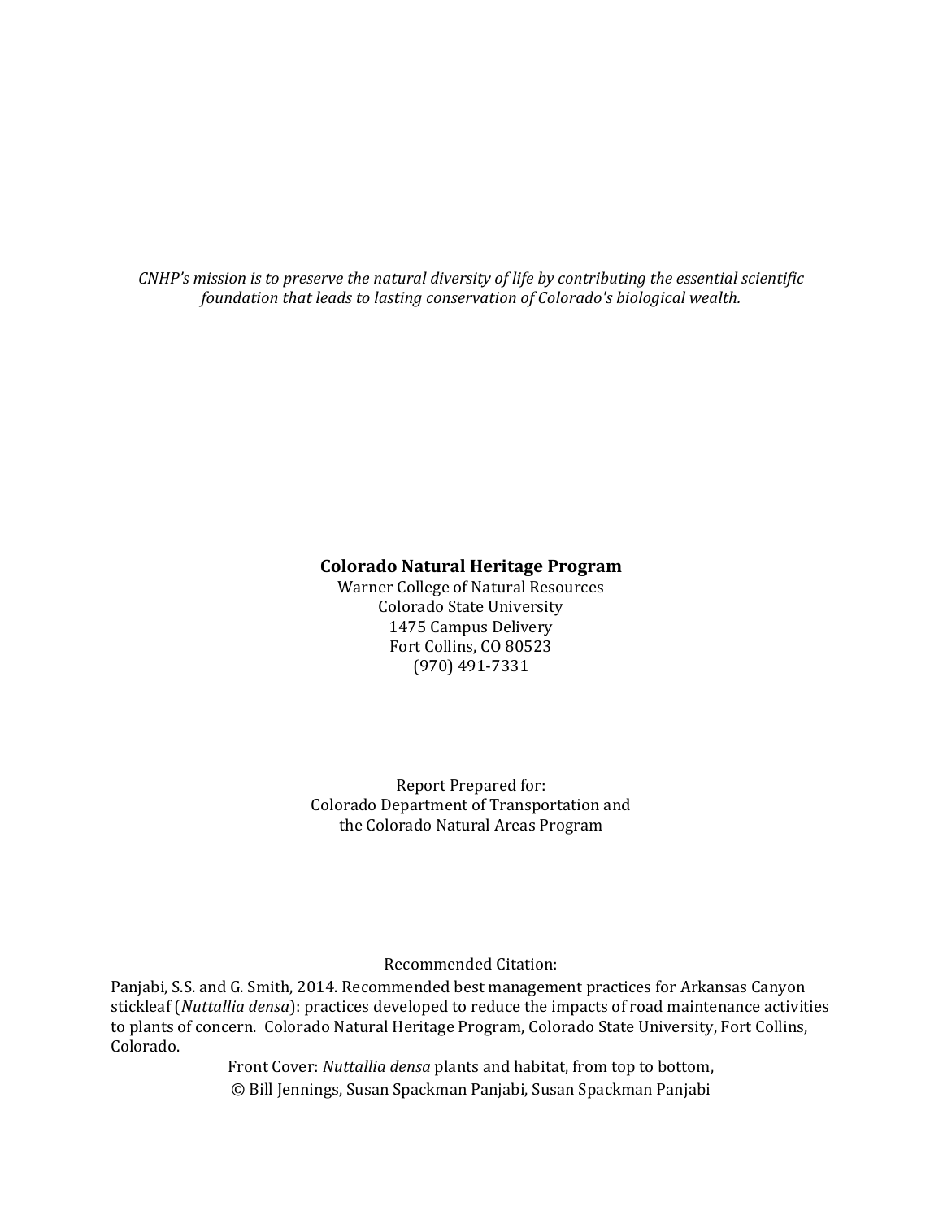*CNHP's mission is to preserve the natural diversity of life by contributing the essential scientific foundation that leads to lasting conservation of Colorado's biological wealth.*

**Colorado Natural Heritage Program**
Warner College of Natural Resources
Colorado State University
1475 Campus Delivery
Fort Collins, CO 80523
(970) 491-7331

Report Prepared for:
Colorado Department of Transportation and
the Colorado Natural Areas Program

Recommended Citation:

Panjabi, S.S. and G. Smith, 2014. Recommended best management practices for Arkansas Canyon stickleaf (*Nuttallia densa*): practices developed to reduce the impacts of road maintenance activities to plants of concern. Colorado Natural Heritage Program, Colorado State University, Fort Collins, Colorado.

Front Cover: *Nuttallia densa* plants and habitat, from top to bottom,
© Bill Jennings, Susan Spackman Panjabi, Susan Spackman Panjabi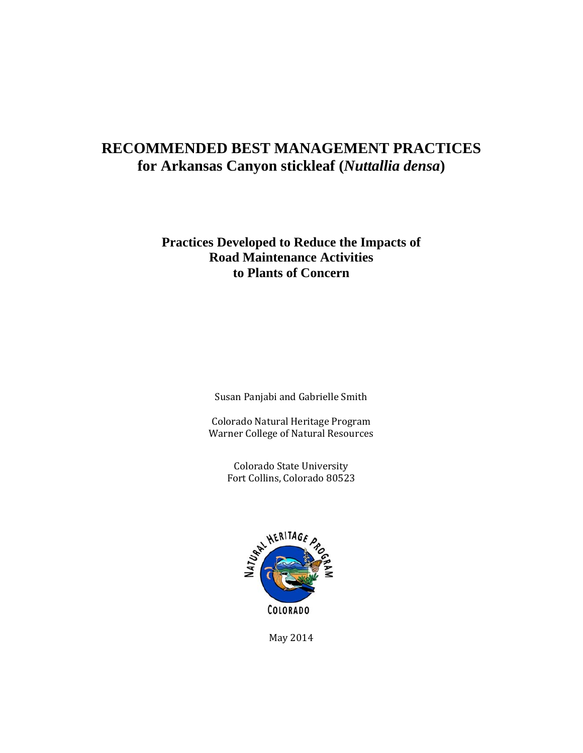# RECOMMENDED BEST MANAGEMENT PRACTICES
# for Arkansas Canyon stickleaf (*Nuttallia densa*)

## Practices Developed to Reduce the Impacts of Road Maintenance Activities to Plants of Concern

Susan Panjabi and Gabrielle Smith

Colorado Natural Heritage Program
Warner College of Natural Resources

Colorado State University
Fort Collins, Colorado 80523

May 2014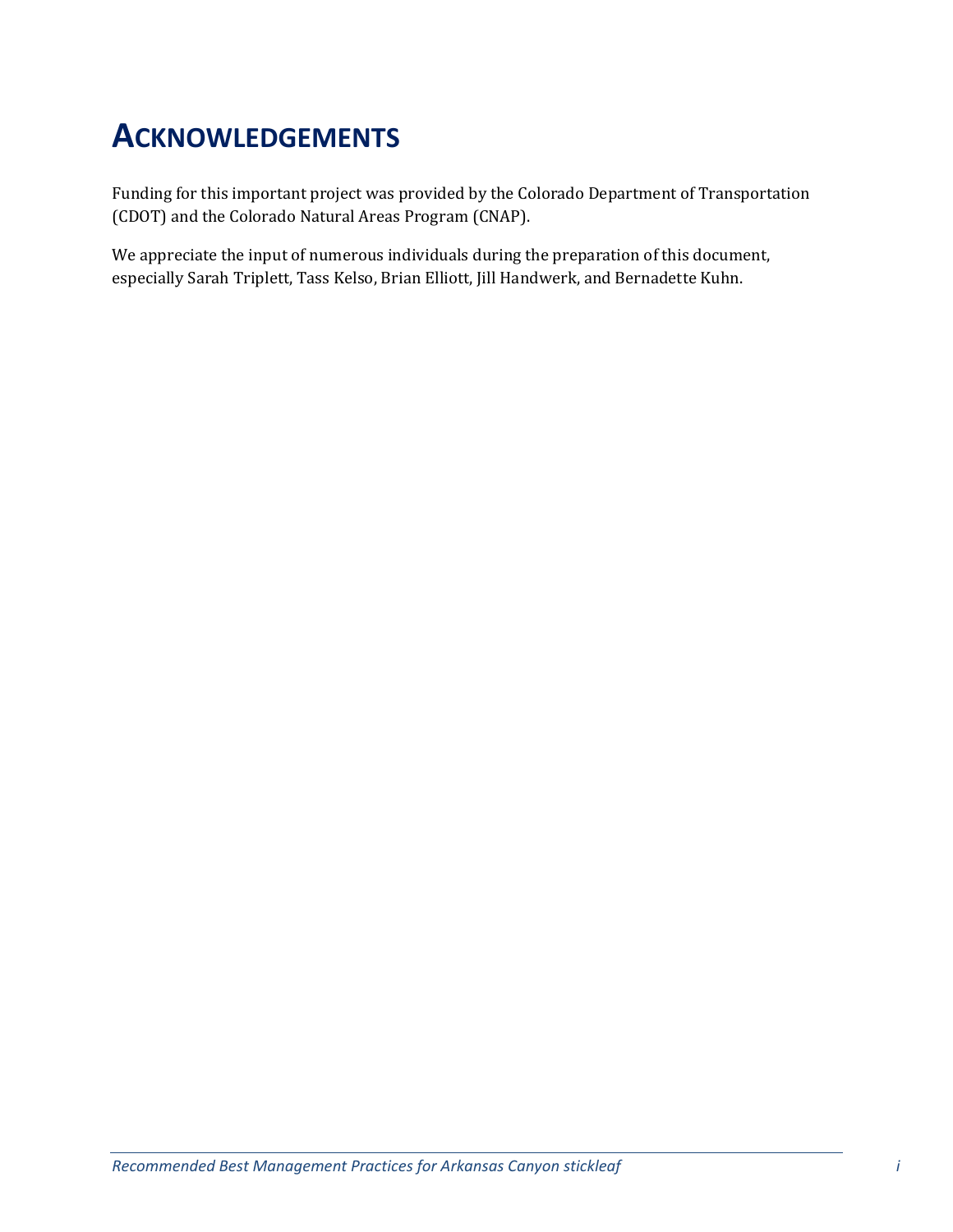# Acknowledgements

Funding for this important project was provided by the Colorado Department of Transportation (CDOT) and the Colorado Natural Areas Program (CNAP).

We appreciate the input of numerous individuals during the preparation of this document, especially Sarah Triplett, Tass Kelso, Brian Elliott, Jill Handwerk, and Bernadette Kuhn.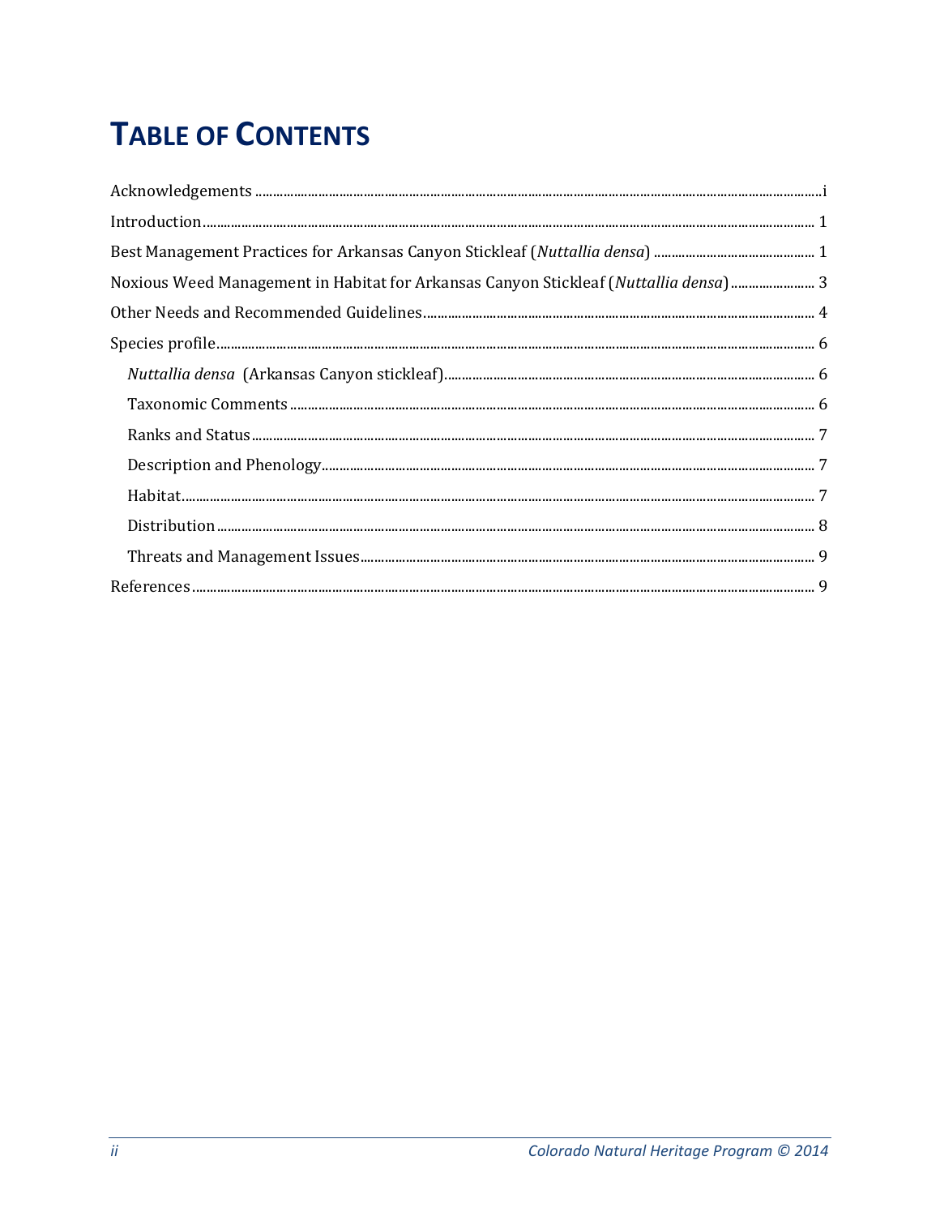# TABLE OF CONTENTS

Acknowledgements ....................................................................................................................................................i

Introduction................................................................................................................................................................ 1

Best Management Practices for Arkansas Canyon Stickleaf (*Nuttallia densa*) ............................................. 1

Noxious Weed Management in Habitat for Arkansas Canyon Stickleaf (*Nuttallia densa*)........................ 3

Other Needs and Recommended Guidelines................................................................................................ 4

Species profile........................................................................................................................................................... 6

- *Nuttallia densa* (Arkansas Canyon stickleaf)........................................................................................... 6
- Taxonomic Comments ....................................................................................................................................... 6
- Ranks and Status................................................................................................................................................... 7
- Description and Phenology............................................................................................................................... 7
- Habitat...................................................................................................................................................................... 7
- Distribution ............................................................................................................................................................ 8
- Threats and Management Issues..................................................................................................................... 9

References.................................................................................................................................................................. 9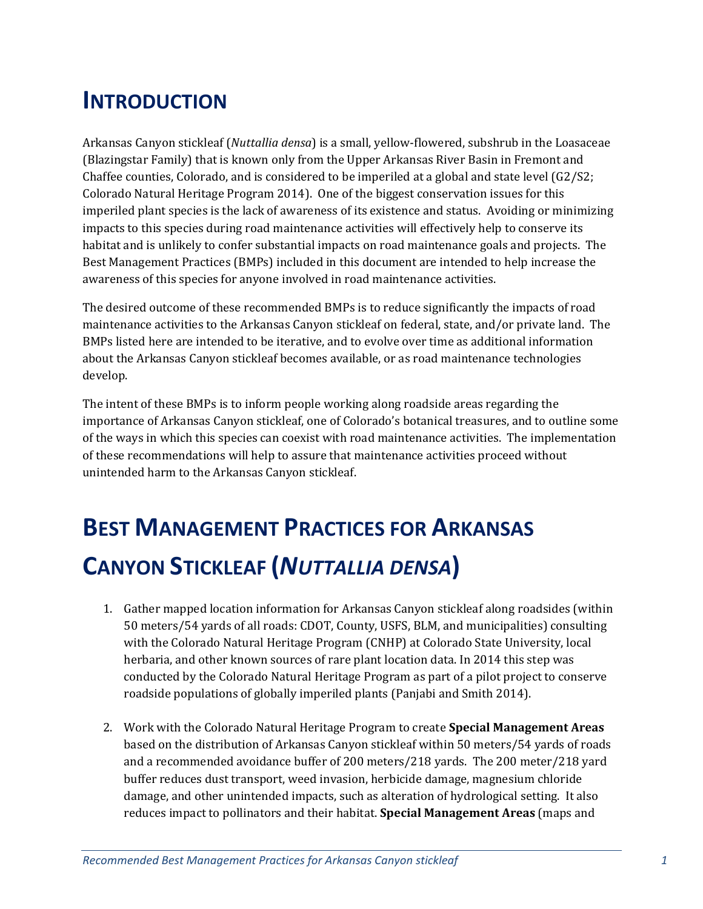# Introduction

Arkansas Canyon stickleaf (*Nuttallia densa*) is a small, yellow-flowered, subshrub in the Loasaceae (Blazingstar Family) that is known only from the Upper Arkansas River Basin in Fremont and Chaffee counties, Colorado, and is considered to be imperiled at a global and state level (G2/S2; Colorado Natural Heritage Program 2014). One of the biggest conservation issues for this imperiled plant species is the lack of awareness of its existence and status. Avoiding or minimizing impacts to this species during road maintenance activities will effectively help to conserve its habitat and is unlikely to confer substantial impacts on road maintenance goals and projects. The Best Management Practices (BMPs) included in this document are intended to help increase the awareness of this species for anyone involved in road maintenance activities.

The desired outcome of these recommended BMPs is to reduce significantly the impacts of road maintenance activities to the Arkansas Canyon stickleaf on federal, state, and/or private land. The BMPs listed here are intended to be iterative, and to evolve over time as additional information about the Arkansas Canyon stickleaf becomes available, or as road maintenance technologies develop.

The intent of these BMPs is to inform people working along roadside areas regarding the importance of Arkansas Canyon stickleaf, one of Colorado's botanical treasures, and to outline some of the ways in which this species can coexist with road maintenance activities. The implementation of these recommendations will help to assure that maintenance activities proceed without unintended harm to the Arkansas Canyon stickleaf.

# Best Management Practices for Arkansas Canyon Stickleaf (*Nuttallia densa*)

1. Gather mapped location information for Arkansas Canyon stickleaf along roadsides (within 50 meters/54 yards of all roads: CDOT, County, USFS, BLM, and municipalities) consulting with the Colorado Natural Heritage Program (CNHP) at Colorado State University, local herbaria, and other known sources of rare plant location data. In 2014 this step was conducted by the Colorado Natural Heritage Program as part of a pilot project to conserve roadside populations of globally imperiled plants (Panjabi and Smith 2014).

2. Work with the Colorado Natural Heritage Program to create **Special Management Areas** based on the distribution of Arkansas Canyon stickleaf within 50 meters/54 yards of roads and a recommended avoidance buffer of 200 meters/218 yards. The 200 meter/218 yard buffer reduces dust transport, weed invasion, herbicide damage, magnesium chloride damage, and other unintended impacts, such as alteration of hydrological setting. It also reduces impact to pollinators and their habitat. **Special Management Areas** (maps and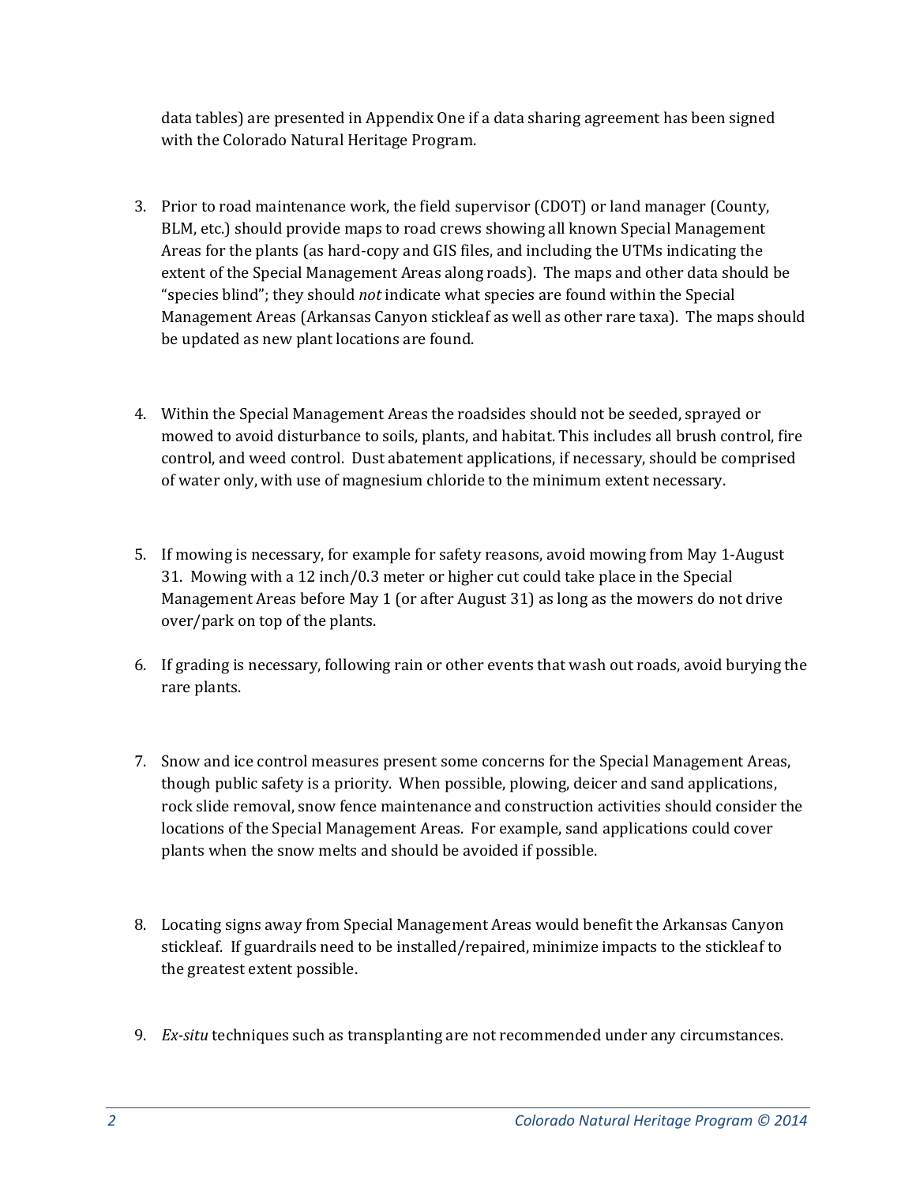data tables) are presented in Appendix One if a data sharing agreement has been signed with the Colorado Natural Heritage Program.

3. Prior to road maintenance work, the field supervisor (CDOT) or land manager (County, BLM, etc.) should provide maps to road crews showing all known Special Management Areas for the plants (as hard-copy and GIS files, and including the UTMs indicating the extent of the Special Management Areas along roads). The maps and other data should be "species blind"; they should *not* indicate what species are found within the Special Management Areas (Arkansas Canyon stickleaf as well as other rare taxa). The maps should be updated as new plant locations are found.

4. Within the Special Management Areas the roadsides should not be seeded, sprayed or mowed to avoid disturbance to soils, plants, and habitat. This includes all brush control, fire control, and weed control. Dust abatement applications, if necessary, should be comprised of water only, with use of magnesium chloride to the minimum extent necessary.

5. If mowing is necessary, for example for safety reasons, avoid mowing from May 1-August 31. Mowing with a 12 inch/0.3 meter or higher cut could take place in the Special Management Areas before May 1 (or after August 31) as long as the mowers do not drive over/park on top of the plants.

6. If grading is necessary, following rain or other events that wash out roads, avoid burying the rare plants.

7. Snow and ice control measures present some concerns for the Special Management Areas, though public safety is a priority. When possible, plowing, deicer and sand applications, rock slide removal, snow fence maintenance and construction activities should consider the locations of the Special Management Areas. For example, sand applications could cover plants when the snow melts and should be avoided if possible.

8. Locating signs away from Special Management Areas would benefit the Arkansas Canyon stickleaf. If guardrails need to be installed/repaired, minimize impacts to the stickleaf to the greatest extent possible.

9. *Ex-situ* techniques such as transplanting are not recommended under any circumstances.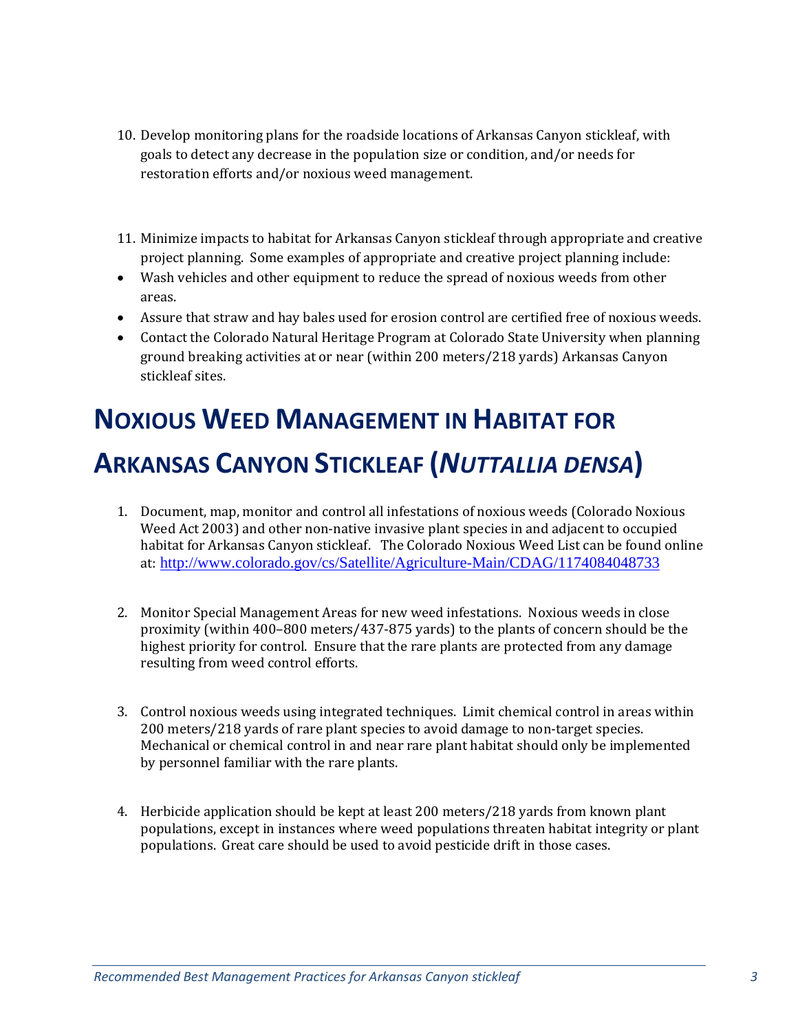10. Develop monitoring plans for the roadside locations of Arkansas Canyon stickleaf, with goals to detect any decrease in the population size or condition, and/or needs for restoration efforts and/or noxious weed management.

11. Minimize impacts to habitat for Arkansas Canyon stickleaf through appropriate and creative project planning. Some examples of appropriate and creative project planning include:

- Wash vehicles and other equipment to reduce the spread of noxious weeds from other areas.
- Assure that straw and hay bales used for erosion control are certified free of noxious weeds.
- Contact the Colorado Natural Heritage Program at Colorado State University when planning ground breaking activities at or near (within 200 meters/218 yards) Arkansas Canyon stickleaf sites.

# NOXIOUS WEED MANAGEMENT IN HABITAT FOR ARKANSAS CANYON STICKLEAF (*NUTTALLIA DENSA*)

1. Document, map, monitor and control all infestations of noxious weeds (Colorado Noxious Weed Act 2003) and other non-native invasive plant species in and adjacent to occupied habitat for Arkansas Canyon stickleaf. The Colorado Noxious Weed List can be found online at: http://www.colorado.gov/cs/Satellite/Agriculture-Main/CDAG/1174084048733

2. Monitor Special Management Areas for new weed infestations. Noxious weeds in close proximity (within 400–800 meters/437-875 yards) to the plants of concern should be the highest priority for control. Ensure that the rare plants are protected from any damage resulting from weed control efforts.

3. Control noxious weeds using integrated techniques. Limit chemical control in areas within 200 meters/218 yards of rare plant species to avoid damage to non-target species. Mechanical or chemical control in and near rare plant habitat should only be implemented by personnel familiar with the rare plants.

4. Herbicide application should be kept at least 200 meters/218 yards from known plant populations, except in instances where weed populations threaten habitat integrity or plant populations. Great care should be used to avoid pesticide drift in those cases.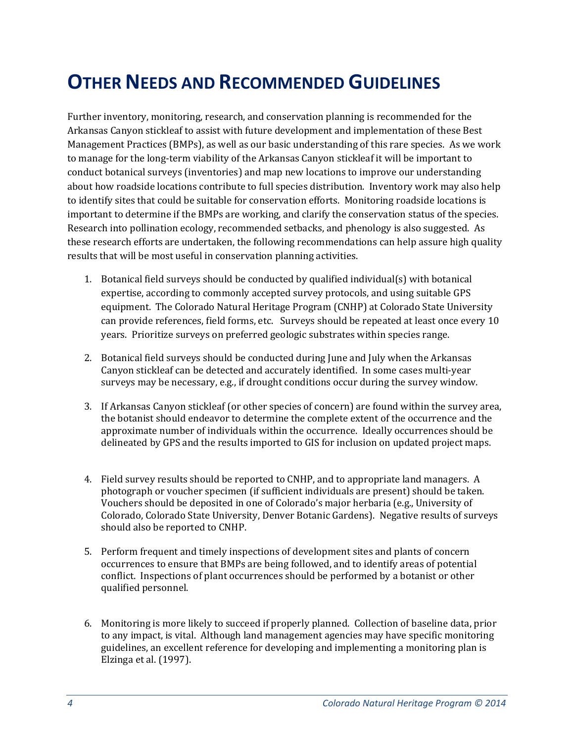# OTHER NEEDS AND RECOMMENDED GUIDELINES

Further inventory, monitoring, research, and conservation planning is recommended for the Arkansas Canyon stickleaf to assist with future development and implementation of these Best Management Practices (BMPs), as well as our basic understanding of this rare species. As we work to manage for the long-term viability of the Arkansas Canyon stickleaf it will be important to conduct botanical surveys (inventories) and map new locations to improve our understanding about how roadside locations contribute to full species distribution. Inventory work may also help to identify sites that could be suitable for conservation efforts. Monitoring roadside locations is important to determine if the BMPs are working, and clarify the conservation status of the species. Research into pollination ecology, recommended setbacks, and phenology is also suggested. As these research efforts are undertaken, the following recommendations can help assure high quality results that will be most useful in conservation planning activities.

1. Botanical field surveys should be conducted by qualified individual(s) with botanical expertise, according to commonly accepted survey protocols, and using suitable GPS equipment. The Colorado Natural Heritage Program (CNHP) at Colorado State University can provide references, field forms, etc. Surveys should be repeated at least once every 10 years. Prioritize surveys on preferred geologic substrates within species range.

2. Botanical field surveys should be conducted during June and July when the Arkansas Canyon stickleaf can be detected and accurately identified. In some cases multi-year surveys may be necessary, e.g., if drought conditions occur during the survey window.

3. If Arkansas Canyon stickleaf (or other species of concern) are found within the survey area, the botanist should endeavor to determine the complete extent of the occurrence and the approximate number of individuals within the occurrence. Ideally occurrences should be delineated by GPS and the results imported to GIS for inclusion on updated project maps.

4. Field survey results should be reported to CNHP, and to appropriate land managers. A photograph or voucher specimen (if sufficient individuals are present) should be taken. Vouchers should be deposited in one of Colorado's major herbaria (e.g., University of Colorado, Colorado State University, Denver Botanic Gardens). Negative results of surveys should also be reported to CNHP.

5. Perform frequent and timely inspections of development sites and plants of concern occurrences to ensure that BMPs are being followed, and to identify areas of potential conflict. Inspections of plant occurrences should be performed by a botanist or other qualified personnel.

6. Monitoring is more likely to succeed if properly planned. Collection of baseline data, prior to any impact, is vital. Although land management agencies may have specific monitoring guidelines, an excellent reference for developing and implementing a monitoring plan is Elzinga et al. (1997).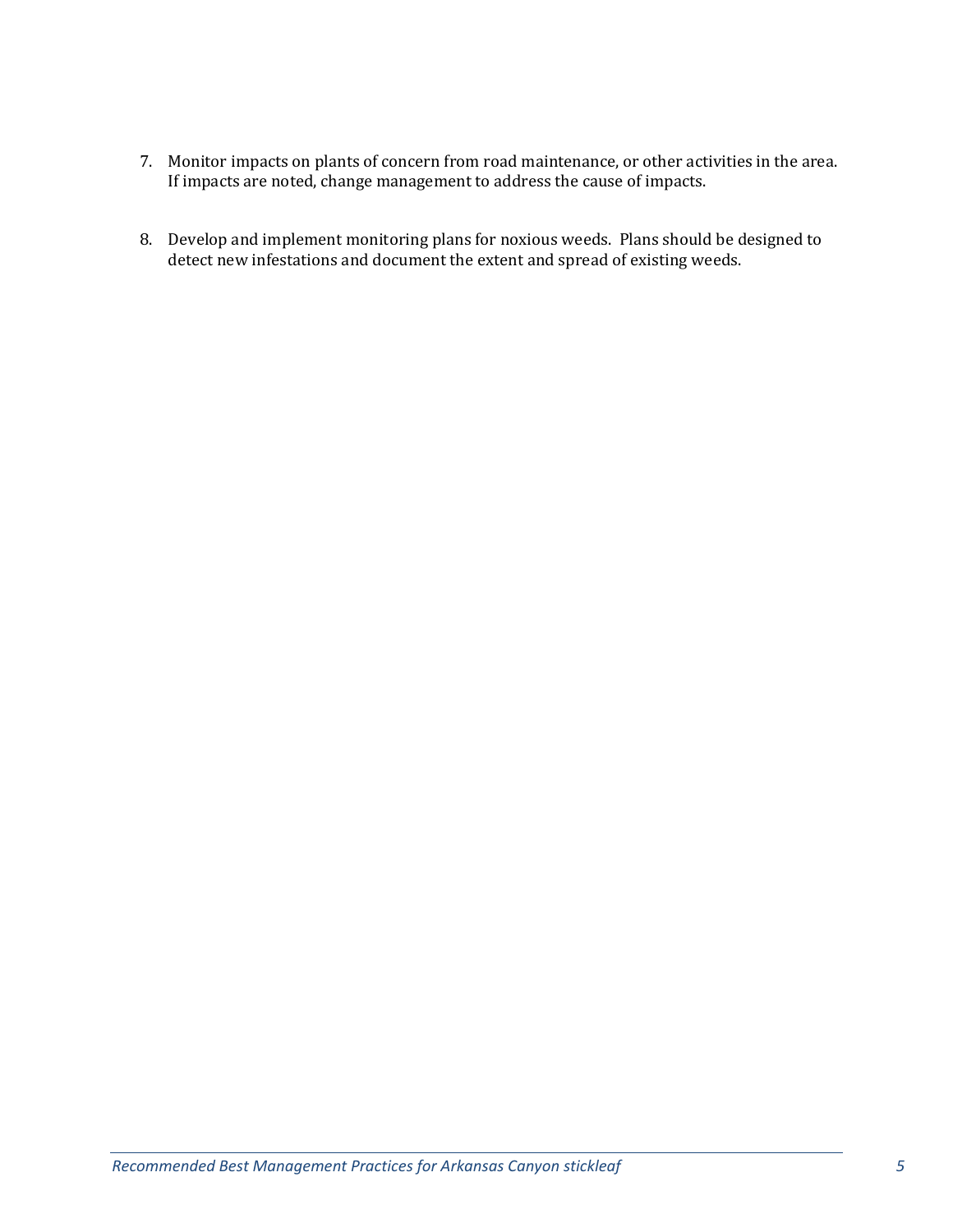7. Monitor impacts on plants of concern from road maintenance, or other activities in the area. If impacts are noted, change management to address the cause of impacts.

8. Develop and implement monitoring plans for noxious weeds. Plans should be designed to detect new infestations and document the extent and spread of existing weeds.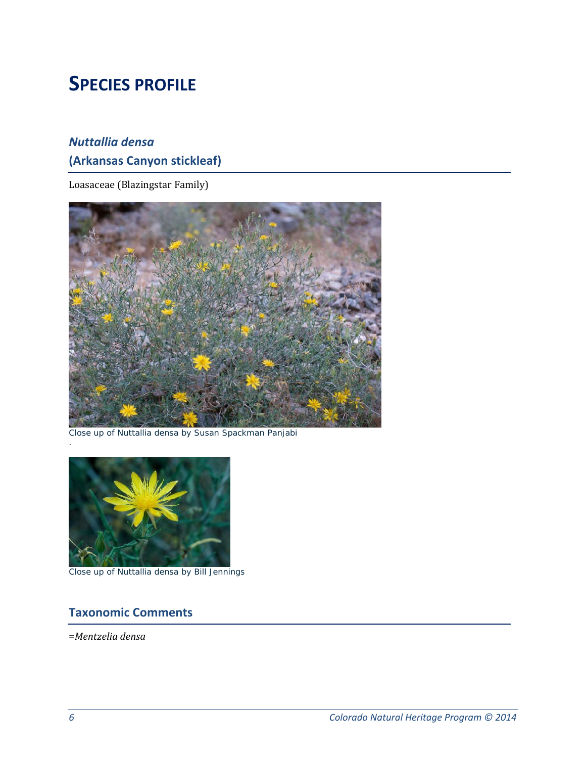# SPECIES PROFILE

## *Nuttallia densa*

## (Arkansas Canyon stickleaf)

Loasaceae (Blazingstar Family)

Close up of Nuttallia densa by Susan Spackman Panjabi

Close up of Nuttallia densa by Bill Jennings

## Taxonomic Comments

=*Mentzelia densa*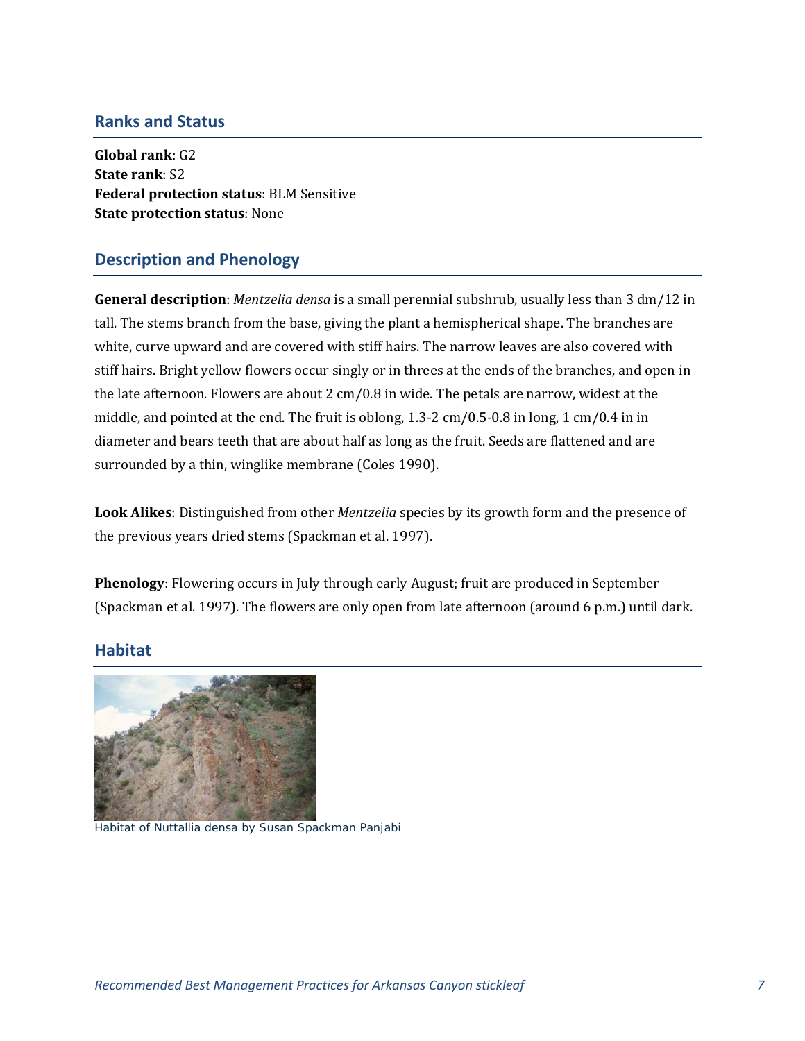## Ranks and Status

**Global rank**: G2
**State rank**: S2
**Federal protection status**: BLM Sensitive
**State protection status**: None

## Description and Phenology

**General description**: *Mentzelia densa* is a small perennial subshrub, usually less than 3 dm/12 in tall. The stems branch from the base, giving the plant a hemispherical shape. The branches are white, curve upward and are covered with stiff hairs. The narrow leaves are also covered with stiff hairs. Bright yellow flowers occur singly or in threes at the ends of the branches, and open in the late afternoon. Flowers are about 2 cm/0.8 in wide. The petals are narrow, widest at the middle, and pointed at the end. The fruit is oblong, 1.3-2 cm/0.5-0.8 in long, 1 cm/0.4 in in diameter and bears teeth that are about half as long as the fruit. Seeds are flattened and are surrounded by a thin, winglike membrane (Coles 1990).

**Look Alikes**: Distinguished from other *Mentzelia* species by its growth form and the presence of the previous years dried stems (Spackman et al. 1997).

**Phenology**: Flowering occurs in July through early August; fruit are produced in September (Spackman et al. 1997). The flowers are only open from late afternoon (around 6 p.m.) until dark.

## Habitat

Habitat of Nuttallia densa by Susan Spackman Panjabi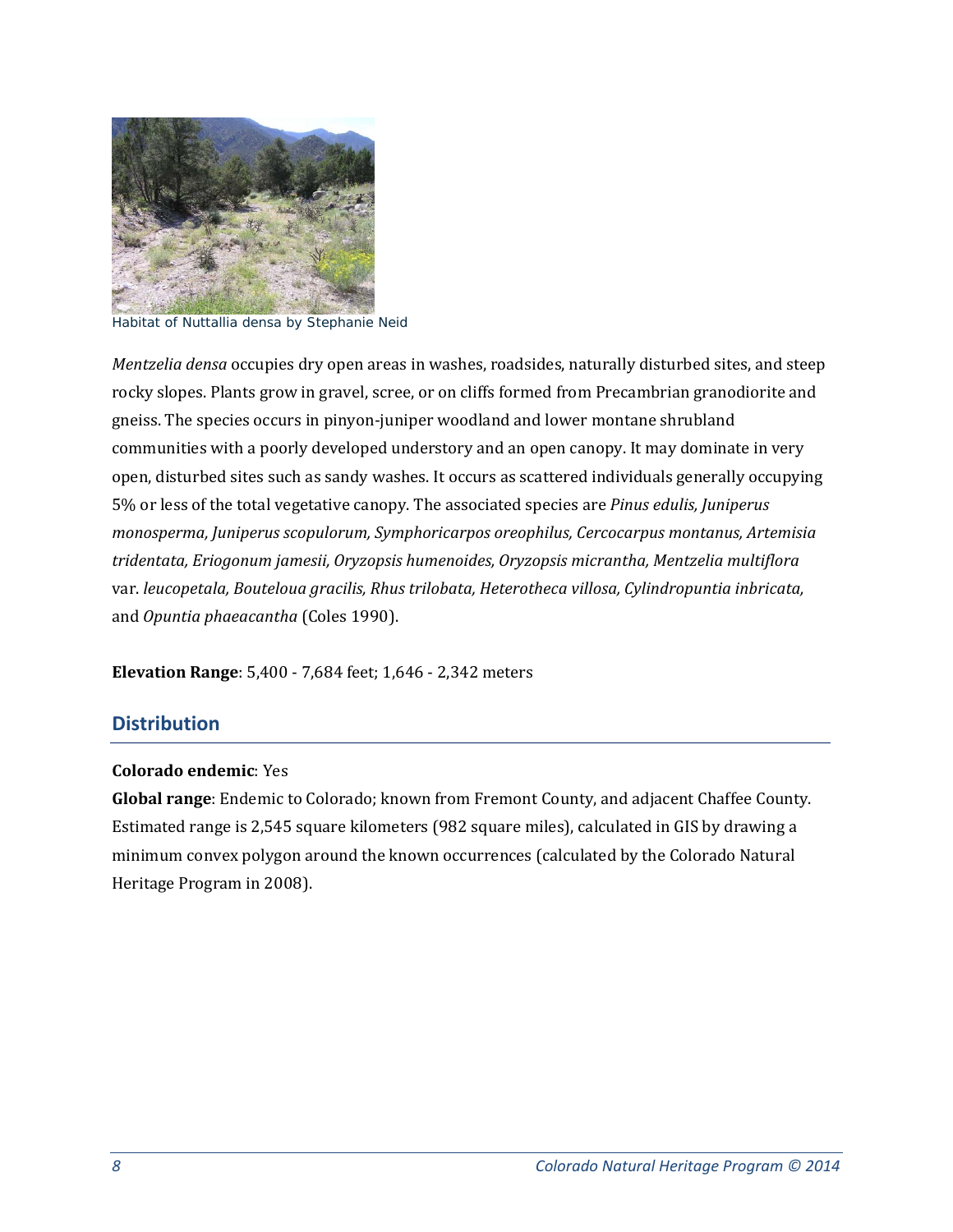Habitat of Nuttallia densa by Stephanie Neid

*Mentzelia densa* occupies dry open areas in washes, roadsides, naturally disturbed sites, and steep rocky slopes. Plants grow in gravel, scree, or on cliffs formed from Precambrian granodiorite and gneiss. The species occurs in pinyon-juniper woodland and lower montane shrubland communities with a poorly developed understory and an open canopy. It may dominate in very open, disturbed sites such as sandy washes. It occurs as scattered individuals generally occupying 5% or less of the total vegetative canopy. The associated species are *Pinus edulis, Juniperus monosperma, Juniperus scopulorum, Symphoricarpos oreophilus, Cercocarpus montanus, Artemisia tridentata, Eriogonum jamesii, Oryzopsis humenoides, Oryzopsis micrantha, Mentzelia multiflora* var. *leucopetala, Bouteloua gracilis, Rhus trilobata, Heterotheca villosa, Cylindropuntia inbricata,* and *Opuntia phaeacantha* (Coles 1990).

**Elevation Range**: 5,400 - 7,684 feet; 1,646 - 2,342 meters

## Distribution

**Colorado endemic**: Yes

**Global range**: Endemic to Colorado; known from Fremont County, and adjacent Chaffee County. Estimated range is 2,545 square kilometers (982 square miles), calculated in GIS by drawing a minimum convex polygon around the known occurrences (calculated by the Colorado Natural Heritage Program in 2008).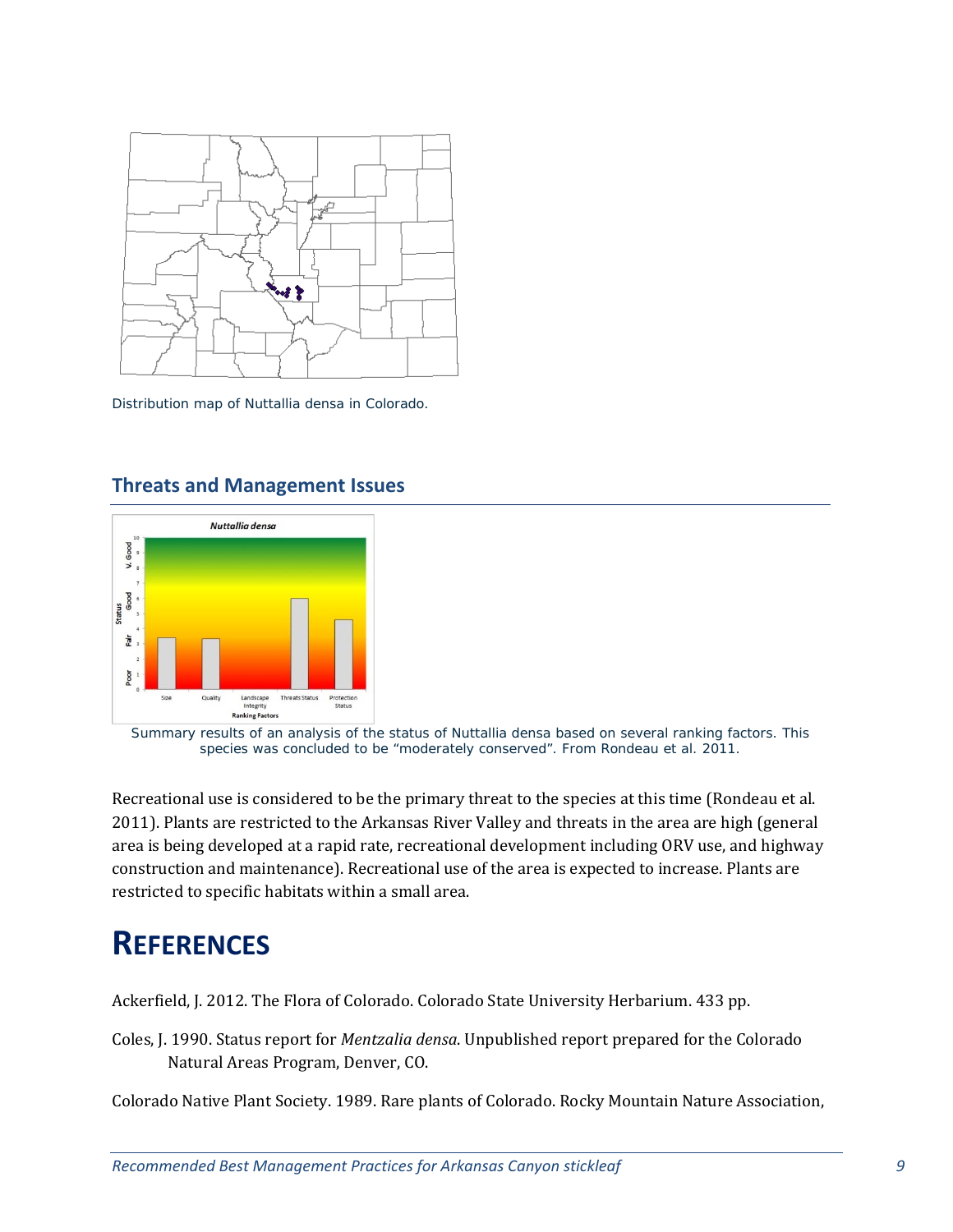Distribution map of Nuttallia densa in Colorado.

## Threats and Management Issues

Summary results of an analysis of the status of Nuttallia densa based on several ranking factors. This species was concluded to be "moderately conserved". From Rondeau et al. 2011.

Recreational use is considered to be the primary threat to the species at this time (Rondeau et al. 2011). Plants are restricted to the Arkansas River Valley and threats in the area are high (general area is being developed at a rapid rate, recreational development including ORV use, and highway construction and maintenance). Recreational use of the area is expected to increase. Plants are restricted to specific habitats within a small area.

# REFERENCES

Ackerfield, J. 2012. The Flora of Colorado. Colorado State University Herbarium. 433 pp.

Coles, J. 1990. Status report for *Mentzalia densa*. Unpublished report prepared for the Colorado Natural Areas Program, Denver, CO.

Colorado Native Plant Society. 1989. Rare plants of Colorado. Rocky Mountain Nature Association,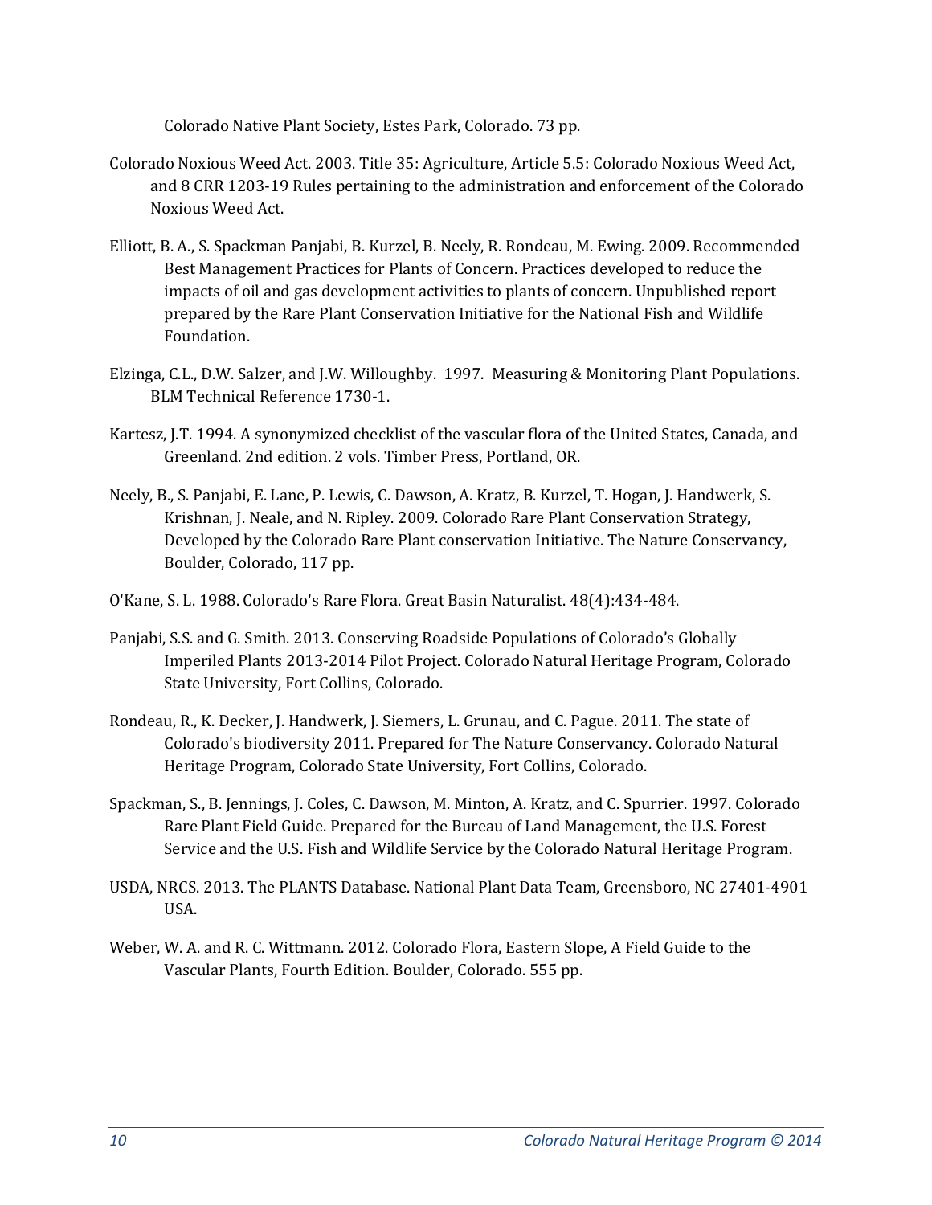Colorado Native Plant Society, Estes Park, Colorado. 73 pp.

Colorado Noxious Weed Act. 2003. Title 35: Agriculture, Article 5.5: Colorado Noxious Weed Act, and 8 CRR 1203-19 Rules pertaining to the administration and enforcement of the Colorado Noxious Weed Act.

Elliott, B. A., S. Spackman Panjabi, B. Kurzel, B. Neely, R. Rondeau, M. Ewing. 2009. Recommended Best Management Practices for Plants of Concern. Practices developed to reduce the impacts of oil and gas development activities to plants of concern. Unpublished report prepared by the Rare Plant Conservation Initiative for the National Fish and Wildlife Foundation.

Elzinga, C.L., D.W. Salzer, and J.W. Willoughby. 1997. Measuring & Monitoring Plant Populations. BLM Technical Reference 1730-1.

Kartesz, J.T. 1994. A synonymized checklist of the vascular flora of the United States, Canada, and Greenland. 2nd edition. 2 vols. Timber Press, Portland, OR.

Neely, B., S. Panjabi, E. Lane, P. Lewis, C. Dawson, A. Kratz, B. Kurzel, T. Hogan, J. Handwerk, S. Krishnan, J. Neale, and N. Ripley. 2009. Colorado Rare Plant Conservation Strategy, Developed by the Colorado Rare Plant conservation Initiative. The Nature Conservancy, Boulder, Colorado, 117 pp.

O'Kane, S. L. 1988. Colorado's Rare Flora. Great Basin Naturalist. 48(4):434-484.

Panjabi, S.S. and G. Smith. 2013. Conserving Roadside Populations of Colorado's Globally Imperiled Plants 2013-2014 Pilot Project. Colorado Natural Heritage Program, Colorado State University, Fort Collins, Colorado.

Rondeau, R., K. Decker, J. Handwerk, J. Siemers, L. Grunau, and C. Pague. 2011. The state of Colorado's biodiversity 2011. Prepared for The Nature Conservancy. Colorado Natural Heritage Program, Colorado State University, Fort Collins, Colorado.

Spackman, S., B. Jennings, J. Coles, C. Dawson, M. Minton, A. Kratz, and C. Spurrier. 1997. Colorado Rare Plant Field Guide. Prepared for the Bureau of Land Management, the U.S. Forest Service and the U.S. Fish and Wildlife Service by the Colorado Natural Heritage Program.

USDA, NRCS. 2013. The PLANTS Database. National Plant Data Team, Greensboro, NC 27401-4901 USA.

Weber, W. A. and R. C. Wittmann. 2012. Colorado Flora, Eastern Slope, A Field Guide to the Vascular Plants, Fourth Edition. Boulder, Colorado. 555 pp.